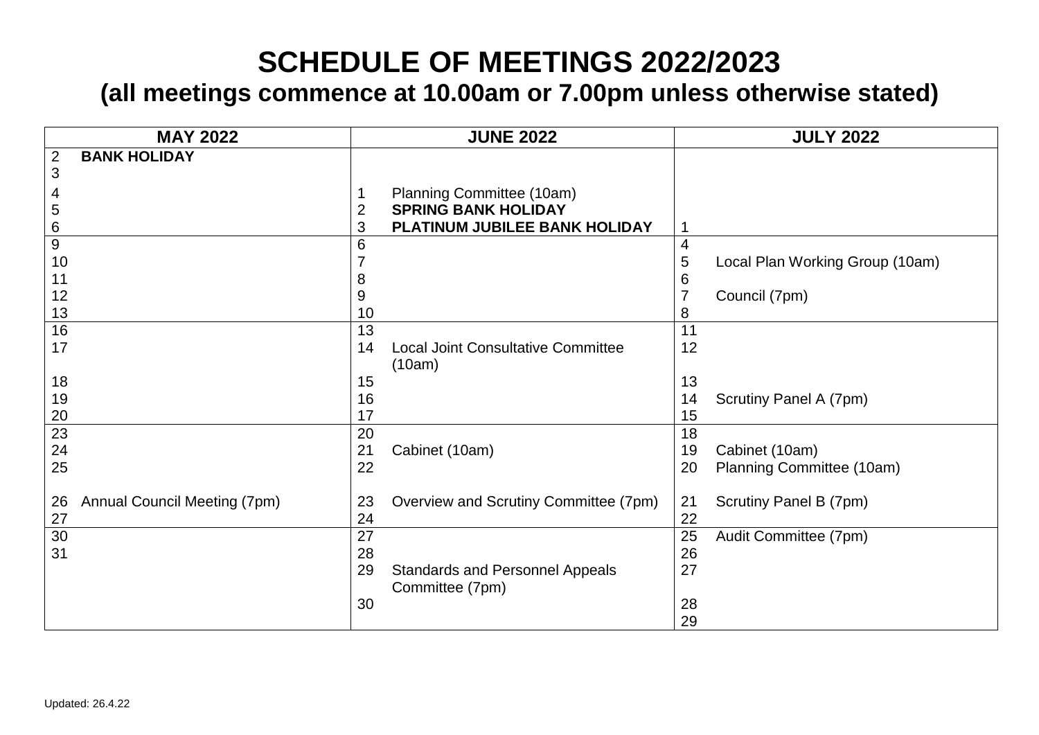# SCHEDULE OF MEETINGS 2022/2023

## (all meetings commence at 10.00am or 7.00pm unless otherwise stated)

| MAY 2022 | JUNE 2022 | JULY 2022 |
|---|---|---|
| 2 **BANK HOLIDAY** | | |
| 3 | | |
| 4 | 1 Planning Committee (10am) | |
| 5 | 2 **SPRING BANK HOLIDAY** | |
| 6 | 3 **PLATINUM JUBILEE BANK HOLIDAY** | 1 |
| 9 | 6 | 4 |
| 10 | 7 | 5 Local Plan Working Group (10am) |
| 11 | 8 | 6 |
| 12 | 9 | 7 Council (7pm) |
| 13 | 10 | 8 |
| 16 | 13 | 11 |
| 17 | 14 Local Joint Consultative Committee (10am) | 12 |
| 18 | 15 | 13 |
| 19 | 16 | 14 Scrutiny Panel A (7pm) |
| 20 | 17 | 15 |
| 23 | 20 | 18 |
| 24 | 21 Cabinet (10am) | 19 Cabinet (10am) |
| 25 | 22 | 20 Planning Committee (10am) |
| 26 Annual Council Meeting (7pm) | 23 Overview and Scrutiny Committee (7pm) | 21 Scrutiny Panel B (7pm) |
| 27 | 24 | 22 |
| 30 | 27 | 25 Audit Committee (7pm) |
| 31 | 28 | 26 |
| | 29 Standards and Personnel Appeals Committee (7pm) | 27 |
| | 30 | 28 |
| | | 29 |

Updated: 26.4.22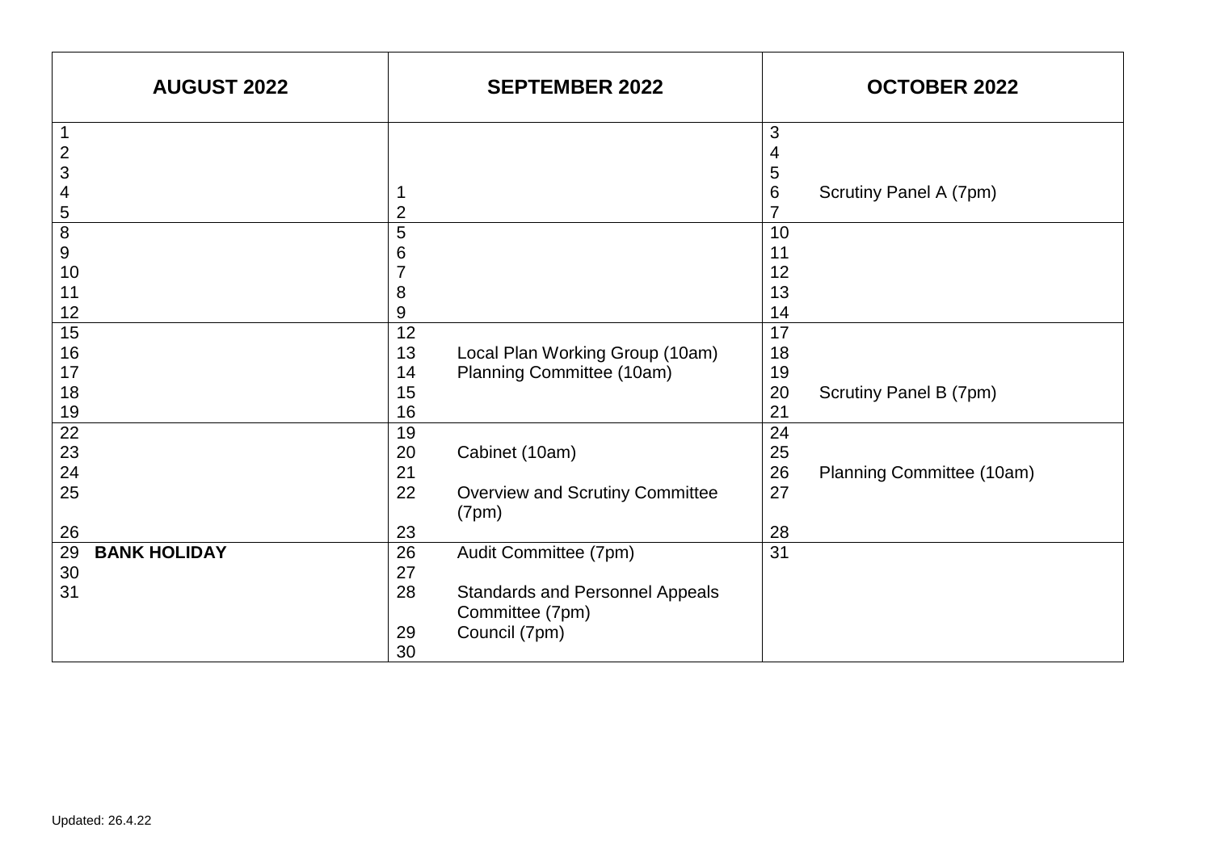| AUGUST 2022 | SEPTEMBER 2022 | OCTOBER 2022 |
|---|---|---|
| 1<br>2<br>3<br>4<br>5 | <br><br><br>1<br>2 | 3<br>4<br>5<br>6 Scrutiny Panel A (7pm)<br>7 |
| 8<br>9<br>10<br>11<br>12 | 5<br>6<br>7<br>8<br>9 | 10<br>11<br>12<br>13<br>14 |
| 15<br>16<br>17<br>18<br>19 | 12<br>13 Local Plan Working Group (10am)<br>14 Planning Committee (10am)<br>15<br>16 | 17<br>18<br>19<br>20 Scrutiny Panel B (7pm)<br>21 |
| 22<br>23<br>24<br>25<br>26 | 19<br>20 Cabinet (10am)<br>21<br>22 Overview and Scrutiny Committee (7pm)<br>23 | 24<br>25<br>26 Planning Committee (10am)<br>27<br>28 |
| 29 **BANK HOLIDAY**<br>30<br>31 | 26 Audit Committee (7pm)<br>27<br>28 Standards and Personnel Appeals Committee (7pm)<br>29 Council (7pm)<br>30 | 31 |

Updated: 26.4.22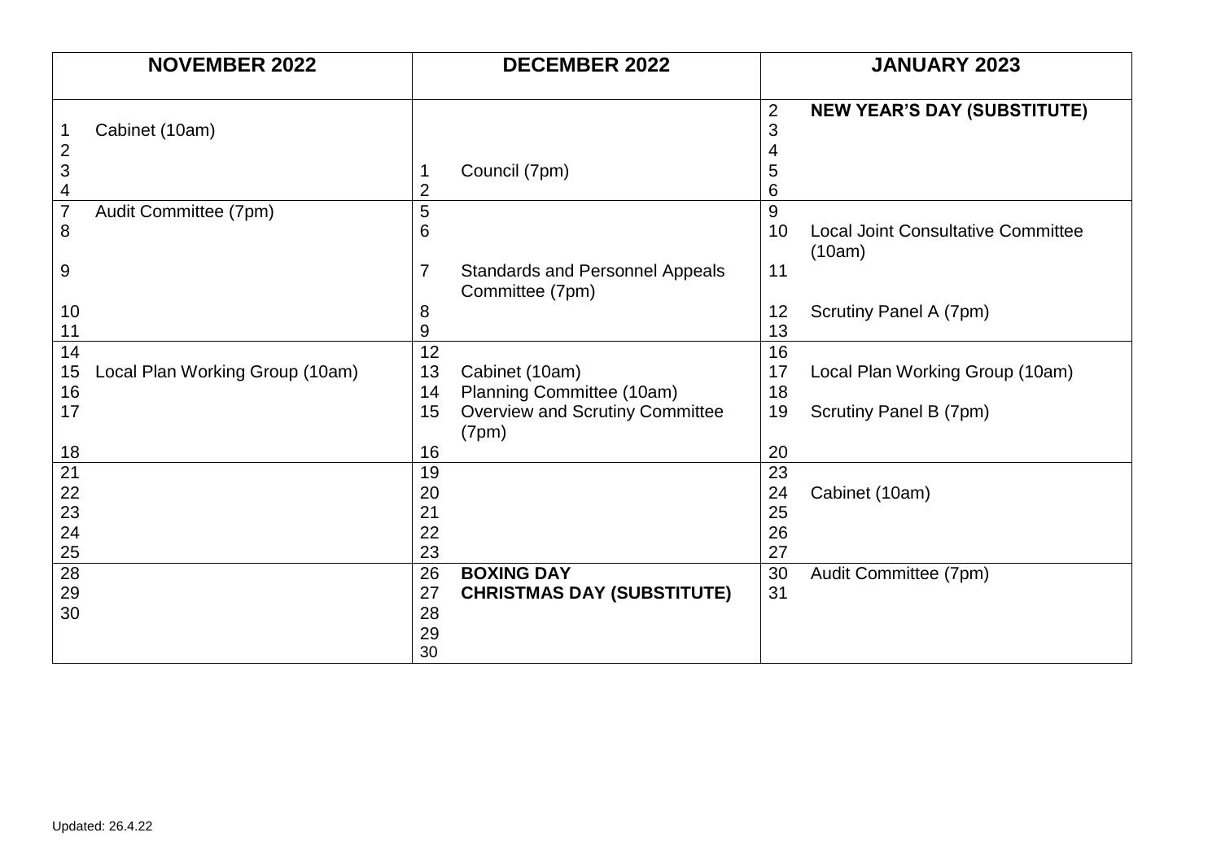| NOVEMBER 2022 | | DECEMBER 2022 | | JANUARY 2023 | |
|---|---|---|---|---|---|
| 1 | Cabinet (10am) | | | 2 | **NEW YEAR'S DAY (SUBSTITUTE)** |
| 2 | | | | 3 | |
| 3 | | 1 | Council (7pm) | 4 | |
| 4 | | 2 | | 5 | |
| | | | | 6 | |
| 7 | Audit Committee (7pm) | 5 | | 9 | |
| 8 | | 6 | | 10 | Local Joint Consultative Committee (10am) |
| 9 | | 7 | Standards and Personnel Appeals Committee (7pm) | 11 | |
| 10 | | 8 | | 12 | Scrutiny Panel A (7pm) |
| 11 | | 9 | | 13 | |
| 14 | | 12 | | 16 | |
| 15 | Local Plan Working Group (10am) | 13 | Cabinet (10am) | 17 | Local Plan Working Group (10am) |
| 16 | | 14 | Planning Committee (10am) | 18 | |
| 17 | | 15 | Overview and Scrutiny Committee (7pm) | 19 | Scrutiny Panel B (7pm) |
| 18 | | 16 | | 20 | |
| 21 | | 19 | | 23 | |
| 22 | | 20 | | 24 | Cabinet (10am) |
| 23 | | 21 | | 25 | |
| 24 | | 22 | | 26 | |
| 25 | | 23 | | 27 | |
| 28 | | 26 | **BOXING DAY** | 30 | Audit Committee (7pm) |
| 29 | | 27 | **CHRISTMAS DAY (SUBSTITUTE)** | 31 | |
| 30 | | 28 | | | |
| | | 29 | | | |
| | | 30 | | | |

Updated: 26.4.22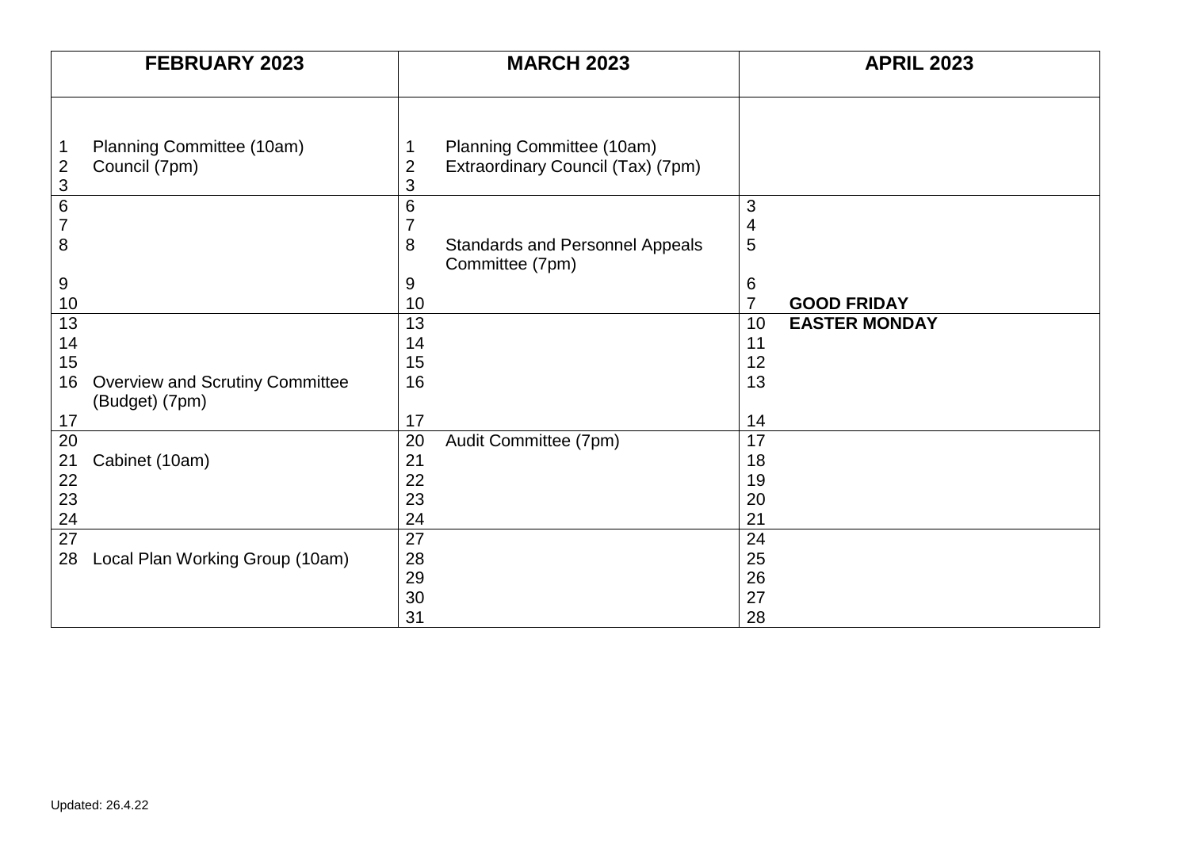| FEBRUARY 2023 | MARCH 2023 | APRIL 2023 |
|---|---|---|
| 1 Planning Committee (10am)<br>2 Council (7pm)<br>3 | 1 Planning Committee (10am)<br>2 Extraordinary Council (Tax) (7pm)<br>3 | |
| 6<br>7<br>8<br>9<br>10 | 6<br>7<br>8 Standards and Personnel Appeals Committee (7pm)<br>9<br>10 | 3<br>4<br>5<br>6<br>7 **GOOD FRIDAY** |
| 13<br>14<br>15<br>16 Overview and Scrutiny Committee (Budget) (7pm)<br>17 | 13<br>14<br>15<br>16<br>17 | 10 **EASTER MONDAY**<br>11<br>12<br>13<br>14 |
| 20<br>21 Cabinet (10am)<br>22<br>23<br>24 | 20 Audit Committee (7pm)<br>21<br>22<br>23<br>24 | 17<br>18<br>19<br>20<br>21 |
| 27<br>28 Local Plan Working Group (10am) | 27<br>28<br>29<br>30<br>31 | 24<br>25<br>26<br>27<br>28 |

Updated: 26.4.22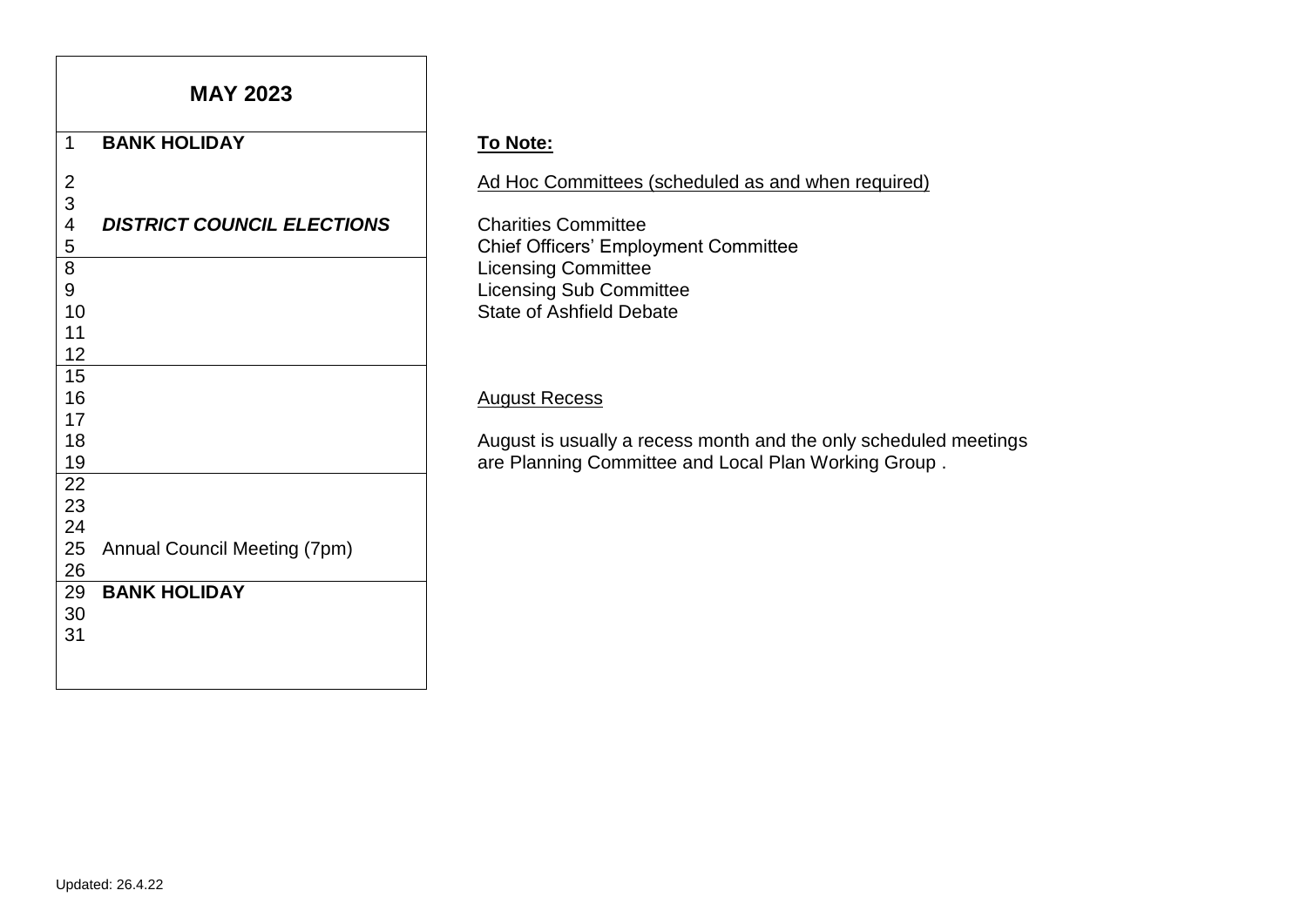| MAY 2023 | |
|---|---|
| 1 | **BANK HOLIDAY** |
| 2 | |
| 3 | |
| 4 | ***DISTRICT COUNCIL ELECTIONS*** |
| 5 | |
| 8 | |
| 9 | |
| 10 | |
| 11 | |
| 12 | |
| 15 | |
| 16 | |
| 17 | |
| 18 | |
| 19 | |
| 22 | |
| 23 | |
| 24 | |
| 25 | Annual Council Meeting (7pm) |
| 26 | |
| 29 | **BANK HOLIDAY** |
| 30 | |
| 31 | |

**To Note:**

Ad Hoc Committees (scheduled as and when required)

Charities Committee
Chief Officers' Employment Committee
Licensing Committee
Licensing Sub Committee
State of Ashfield Debate

August Recess

August is usually a recess month and the only scheduled meetings are Planning Committee and Local Plan Working Group .

Updated: 26.4.22